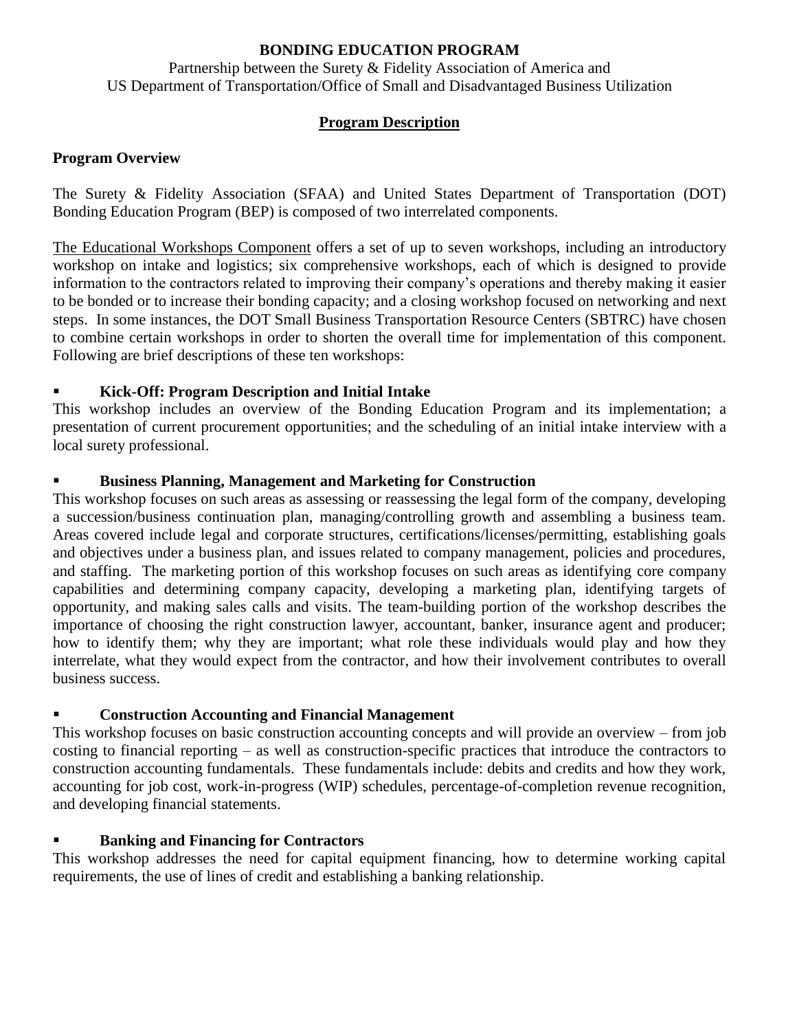**BONDING EDUCATION PROGRAM**

Partnership between the Surety & Fidelity Association of America and
US Department of Transportation/Office of Small and Disadvantaged Business Utilization

## Program Description

### Program Overview

The Surety & Fidelity Association (SFAA) and United States Department of Transportation (DOT) Bonding Education Program (BEP) is composed of two interrelated components.

The Educational Workshops Component offers a set of up to seven workshops, including an introductory workshop on intake and logistics; six comprehensive workshops, each of which is designed to provide information to the contractors related to improving their company's operations and thereby making it easier to be bonded or to increase their bonding capacity; and a closing workshop focused on networking and next steps. In some instances, the DOT Small Business Transportation Resource Centers (SBTRC) have chosen to combine certain workshops in order to shorten the overall time for implementation of this component. Following are brief descriptions of these ten workshops:

- **Kick-Off: Program Description and Initial Intake**

This workshop includes an overview of the Bonding Education Program and its implementation; a presentation of current procurement opportunities; and the scheduling of an initial intake interview with a local surety professional.

- **Business Planning, Management and Marketing for Construction**

This workshop focuses on such areas as assessing or reassessing the legal form of the company, developing a succession/business continuation plan, managing/controlling growth and assembling a business team. Areas covered include legal and corporate structures, certifications/licenses/permitting, establishing goals and objectives under a business plan, and issues related to company management, policies and procedures, and staffing. The marketing portion of this workshop focuses on such areas as identifying core company capabilities and determining company capacity, developing a marketing plan, identifying targets of opportunity, and making sales calls and visits. The team-building portion of the workshop describes the importance of choosing the right construction lawyer, accountant, banker, insurance agent and producer; how to identify them; why they are important; what role these individuals would play and how they interrelate, what they would expect from the contractor, and how their involvement contributes to overall business success.

- **Construction Accounting and Financial Management**

This workshop focuses on basic construction accounting concepts and will provide an overview – from job costing to financial reporting – as well as construction-specific practices that introduce the contractors to construction accounting fundamentals. These fundamentals include: debits and credits and how they work, accounting for job cost, work-in-progress (WIP) schedules, percentage-of-completion revenue recognition, and developing financial statements.

- **Banking and Financing for Contractors**

This workshop addresses the need for capital equipment financing, how to determine working capital requirements, the use of lines of credit and establishing a banking relationship.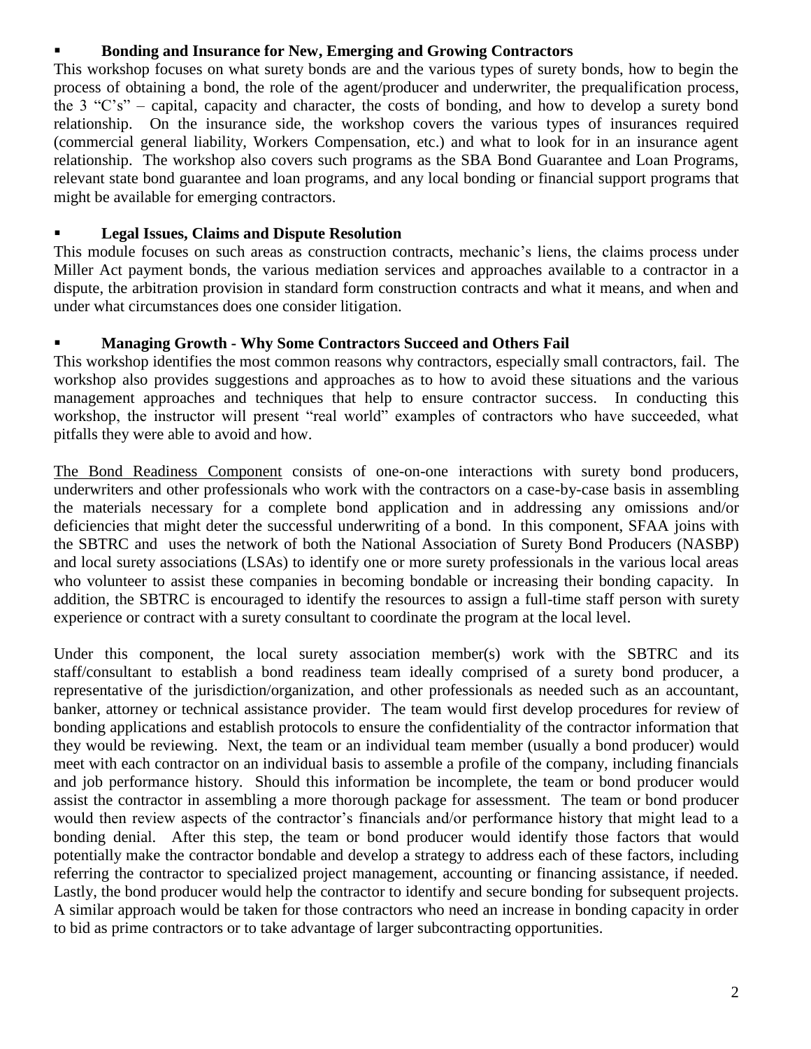- **Bonding and Insurance for New, Emerging and Growing Contractors**

This workshop focuses on what surety bonds are and the various types of surety bonds, how to begin the process of obtaining a bond, the role of the agent/producer and underwriter, the prequalification process, the 3 "C's" – capital, capacity and character, the costs of bonding, and how to develop a surety bond relationship. On the insurance side, the workshop covers the various types of insurances required (commercial general liability, Workers Compensation, etc.) and what to look for in an insurance agent relationship. The workshop also covers such programs as the SBA Bond Guarantee and Loan Programs, relevant state bond guarantee and loan programs, and any local bonding or financial support programs that might be available for emerging contractors.

- **Legal Issues, Claims and Dispute Resolution**

This module focuses on such areas as construction contracts, mechanic's liens, the claims process under Miller Act payment bonds, the various mediation services and approaches available to a contractor in a dispute, the arbitration provision in standard form construction contracts and what it means, and when and under what circumstances does one consider litigation.

- **Managing Growth - Why Some Contractors Succeed and Others Fail**

This workshop identifies the most common reasons why contractors, especially small contractors, fail. The workshop also provides suggestions and approaches as to how to avoid these situations and the various management approaches and techniques that help to ensure contractor success. In conducting this workshop, the instructor will present "real world" examples of contractors who have succeeded, what pitfalls they were able to avoid and how.

<u>The Bond Readiness Component</u> consists of one-on-one interactions with surety bond producers, underwriters and other professionals who work with the contractors on a case-by-case basis in assembling the materials necessary for a complete bond application and in addressing any omissions and/or deficiencies that might deter the successful underwriting of a bond. In this component, SFAA joins with the SBTRC and uses the network of both the National Association of Surety Bond Producers (NASBP) and local surety associations (LSAs) to identify one or more surety professionals in the various local areas who volunteer to assist these companies in becoming bondable or increasing their bonding capacity. In addition, the SBTRC is encouraged to identify the resources to assign a full-time staff person with surety experience or contract with a surety consultant to coordinate the program at the local level.

Under this component, the local surety association member(s) work with the SBTRC and its staff/consultant to establish a bond readiness team ideally comprised of a surety bond producer, a representative of the jurisdiction/organization, and other professionals as needed such as an accountant, banker, attorney or technical assistance provider. The team would first develop procedures for review of bonding applications and establish protocols to ensure the confidentiality of the contractor information that they would be reviewing. Next, the team or an individual team member (usually a bond producer) would meet with each contractor on an individual basis to assemble a profile of the company, including financials and job performance history. Should this information be incomplete, the team or bond producer would assist the contractor in assembling a more thorough package for assessment. The team or bond producer would then review aspects of the contractor's financials and/or performance history that might lead to a bonding denial. After this step, the team or bond producer would identify those factors that would potentially make the contractor bondable and develop a strategy to address each of these factors, including referring the contractor to specialized project management, accounting or financing assistance, if needed. Lastly, the bond producer would help the contractor to identify and secure bonding for subsequent projects. A similar approach would be taken for those contractors who need an increase in bonding capacity in order to bid as prime contractors or to take advantage of larger subcontracting opportunities.